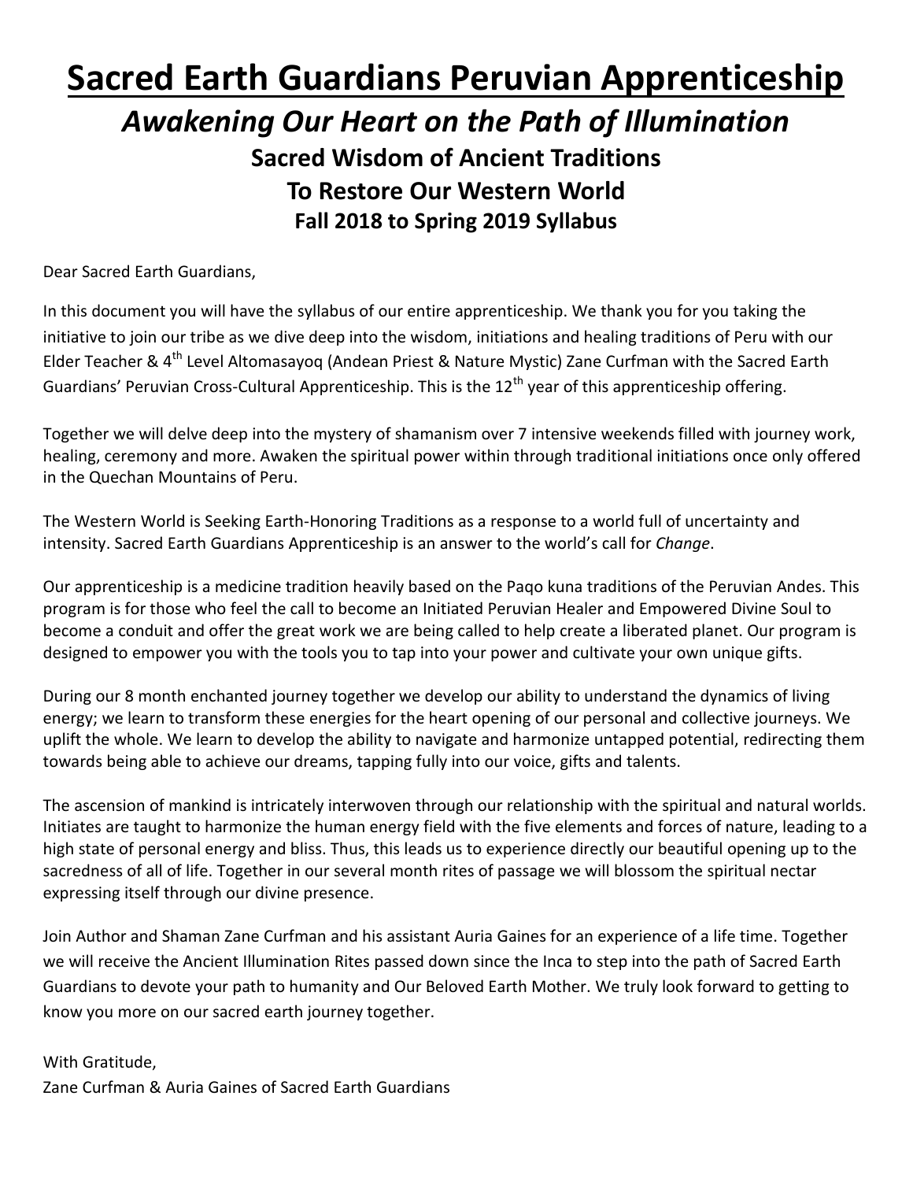# Sacred Earth Guardians Peruvian Apprenticeship

## *Awakening Our Heart on the Path of Illumination*

### Sacred Wisdom of Ancient Traditions
### To Restore Our Western World
### Fall 2018 to Spring 2019 Syllabus

Dear Sacred Earth Guardians,

In this document you will have the syllabus of our entire apprenticeship. We thank you for you taking the initiative to join our tribe as we dive deep into the wisdom, initiations and healing traditions of Peru with our Elder Teacher & 4th Level Altomasayoq (Andean Priest & Nature Mystic) Zane Curfman with the Sacred Earth Guardians' Peruvian Cross-Cultural Apprenticeship. This is the 12th year of this apprenticeship offering.

Together we will delve deep into the mystery of shamanism over 7 intensive weekends filled with journey work, healing, ceremony and more. Awaken the spiritual power within through traditional initiations once only offered in the Quechan Mountains of Peru.

The Western World is Seeking Earth-Honoring Traditions as a response to a world full of uncertainty and intensity. Sacred Earth Guardians Apprenticeship is an answer to the world's call for *Change*.

Our apprenticeship is a medicine tradition heavily based on the Paqo kuna traditions of the Peruvian Andes. This program is for those who feel the call to become an Initiated Peruvian Healer and Empowered Divine Soul to become a conduit and offer the great work we are being called to help create a liberated planet. Our program is designed to empower you with the tools you to tap into your power and cultivate your own unique gifts.

During our 8 month enchanted journey together we develop our ability to understand the dynamics of living energy; we learn to transform these energies for the heart opening of our personal and collective journeys. We uplift the whole. We learn to develop the ability to navigate and harmonize untapped potential, redirecting them towards being able to achieve our dreams, tapping fully into our voice, gifts and talents.

The ascension of mankind is intricately interwoven through our relationship with the spiritual and natural worlds. Initiates are taught to harmonize the human energy field with the five elements and forces of nature, leading to a high state of personal energy and bliss. Thus, this leads us to experience directly our beautiful opening up to the sacredness of all of life. Together in our several month rites of passage we will blossom the spiritual nectar expressing itself through our divine presence.

Join Author and Shaman Zane Curfman and his assistant Auria Gaines for an experience of a life time. Together we will receive the Ancient Illumination Rites passed down since the Inca to step into the path of Sacred Earth Guardians to devote your path to humanity and Our Beloved Earth Mother. We truly look forward to getting to know you more on our sacred earth journey together.

With Gratitude,
Zane Curfman & Auria Gaines of Sacred Earth Guardians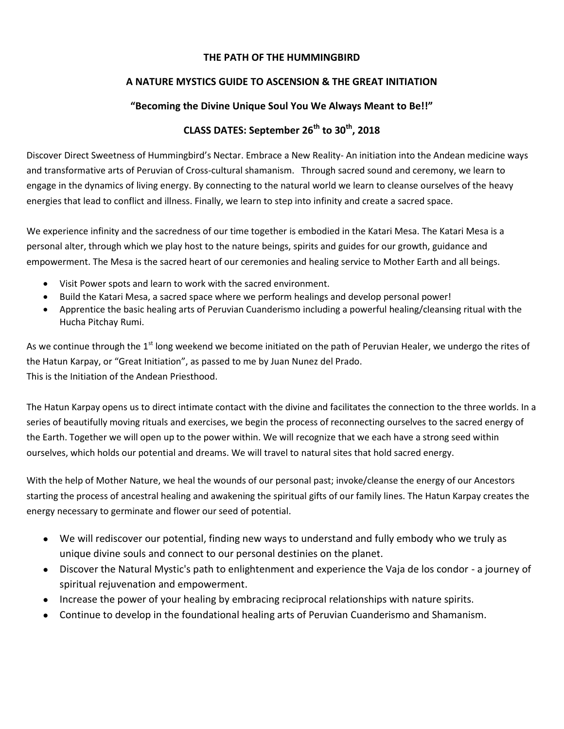# THE PATH OF THE HUMMINGBIRD

## A NATURE MYSTICS GUIDE TO ASCENSION & THE GREAT INITIATION

### "Becoming the Divine Unique Soul You We Always Meant to Be!!"

### CLASS DATES: September 26th to 30th, 2018

Discover Direct Sweetness of Hummingbird's Nectar. Embrace a New Reality- An initiation into the Andean medicine ways and transformative arts of Peruvian of Cross-cultural shamanism. Through sacred sound and ceremony, we learn to engage in the dynamics of living energy. By connecting to the natural world we learn to cleanse ourselves of the heavy energies that lead to conflict and illness. Finally, we learn to step into infinity and create a sacred space.

We experience infinity and the sacredness of our time together is embodied in the Katari Mesa. The Katari Mesa is a personal alter, through which we play host to the nature beings, spirits and guides for our growth, guidance and empowerment. The Mesa is the sacred heart of our ceremonies and healing service to Mother Earth and all beings.

- Visit Power spots and learn to work with the sacred environment.
- Build the Katari Mesa, a sacred space where we perform healings and develop personal power!
- Apprentice the basic healing arts of Peruvian Cuanderismo including a powerful healing/cleansing ritual with the Hucha Pitchay Rumi.

As we continue through the 1st long weekend we become initiated on the path of Peruvian Healer, we undergo the rites of the Hatun Karpay, or "Great Initiation", as passed to me by Juan Nunez del Prado.
This is the Initiation of the Andean Priesthood.

The Hatun Karpay opens us to direct intimate contact with the divine and facilitates the connection to the three worlds. In a series of beautifully moving rituals and exercises, we begin the process of reconnecting ourselves to the sacred energy of the Earth. Together we will open up to the power within. We will recognize that we each have a strong seed within ourselves, which holds our potential and dreams. We will travel to natural sites that hold sacred energy.

With the help of Mother Nature, we heal the wounds of our personal past; invoke/cleanse the energy of our Ancestors starting the process of ancestral healing and awakening the spiritual gifts of our family lines. The Hatun Karpay creates the energy necessary to germinate and flower our seed of potential.

- We will rediscover our potential, finding new ways to understand and fully embody who we truly as unique divine souls and connect to our personal destinies on the planet.
- Discover the Natural Mystic's path to enlightenment and experience the Vaja de los condor - a journey of spiritual rejuvenation and empowerment.
- Increase the power of your healing by embracing reciprocal relationships with nature spirits.
- Continue to develop in the foundational healing arts of Peruvian Cuanderismo and Shamanism.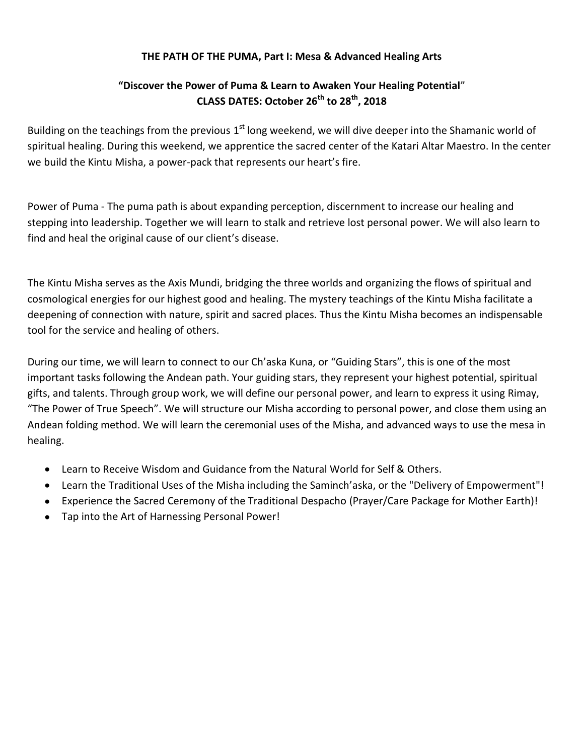**THE PATH OF THE PUMA, Part I: Mesa & Advanced Healing Arts**

**"Discover the Power of Puma & Learn to Awaken Your Healing Potential"**
**CLASS DATES: October 26th to 28th, 2018**

Building on the teachings from the previous 1st long weekend, we will dive deeper into the Shamanic world of spiritual healing. During this weekend, we apprentice the sacred center of the Katari Altar Maestro. In the center we build the Kintu Misha, a power-pack that represents our heart's fire.

Power of Puma - The puma path is about expanding perception, discernment to increase our healing and stepping into leadership. Together we will learn to stalk and retrieve lost personal power. We will also learn to find and heal the original cause of our client's disease.

The Kintu Misha serves as the Axis Mundi, bridging the three worlds and organizing the flows of spiritual and cosmological energies for our highest good and healing. The mystery teachings of the Kintu Misha facilitate a deepening of connection with nature, spirit and sacred places. Thus the Kintu Misha becomes an indispensable tool for the service and healing of others.

During our time, we will learn to connect to our Ch'aska Kuna, or "Guiding Stars", this is one of the most important tasks following the Andean path. Your guiding stars, they represent your highest potential, spiritual gifts, and talents. Through group work, we will define our personal power, and learn to express it using Rimay, "The Power of True Speech". We will structure our Misha according to personal power, and close them using an Andean folding method. We will learn the ceremonial uses of the Misha, and advanced ways to use the mesa in healing.

- Learn to Receive Wisdom and Guidance from the Natural World for Self & Others.
- Learn the Traditional Uses of the Misha including the Saminch'aska, or the "Delivery of Empowerment"!
- Experience the Sacred Ceremony of the Traditional Despacho (Prayer/Care Package for Mother Earth)!
- Tap into the Art of Harnessing Personal Power!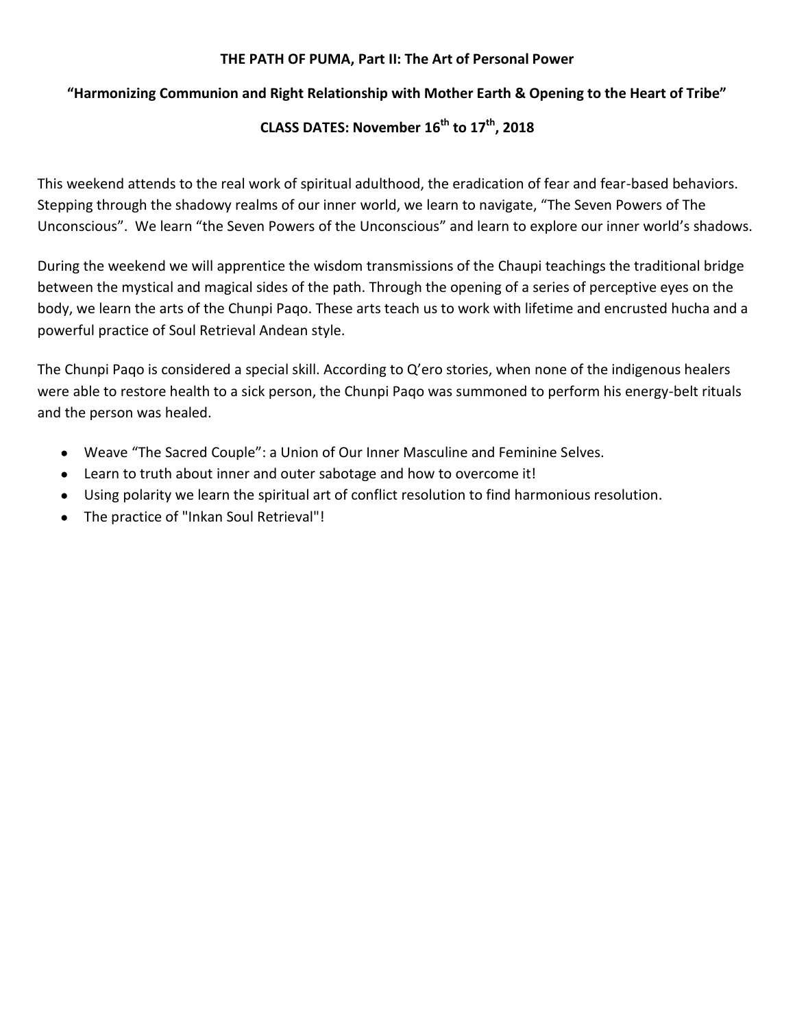**THE PATH OF PUMA, Part II: The Art of Personal Power**

**"Harmonizing Communion and Right Relationship with Mother Earth & Opening to the Heart of Tribe"**

**CLASS DATES: November 16th to 17th, 2018**

This weekend attends to the real work of spiritual adulthood, the eradication of fear and fear-based behaviors. Stepping through the shadowy realms of our inner world, we learn to navigate, "The Seven Powers of The Unconscious". We learn "the Seven Powers of the Unconscious" and learn to explore our inner world's shadows.

During the weekend we will apprentice the wisdom transmissions of the Chaupi teachings the traditional bridge between the mystical and magical sides of the path. Through the opening of a series of perceptive eyes on the body, we learn the arts of the Chunpi Paqo. These arts teach us to work with lifetime and encrusted hucha and a powerful practice of Soul Retrieval Andean style.

The Chunpi Paqo is considered a special skill. According to Q'ero stories, when none of the indigenous healers were able to restore health to a sick person, the Chunpi Paqo was summoned to perform his energy-belt rituals and the person was healed.

- Weave "The Sacred Couple": a Union of Our Inner Masculine and Feminine Selves.
- Learn to truth about inner and outer sabotage and how to overcome it!
- Using polarity we learn the spiritual art of conflict resolution to find harmonious resolution.
- The practice of "Inkan Soul Retrieval"!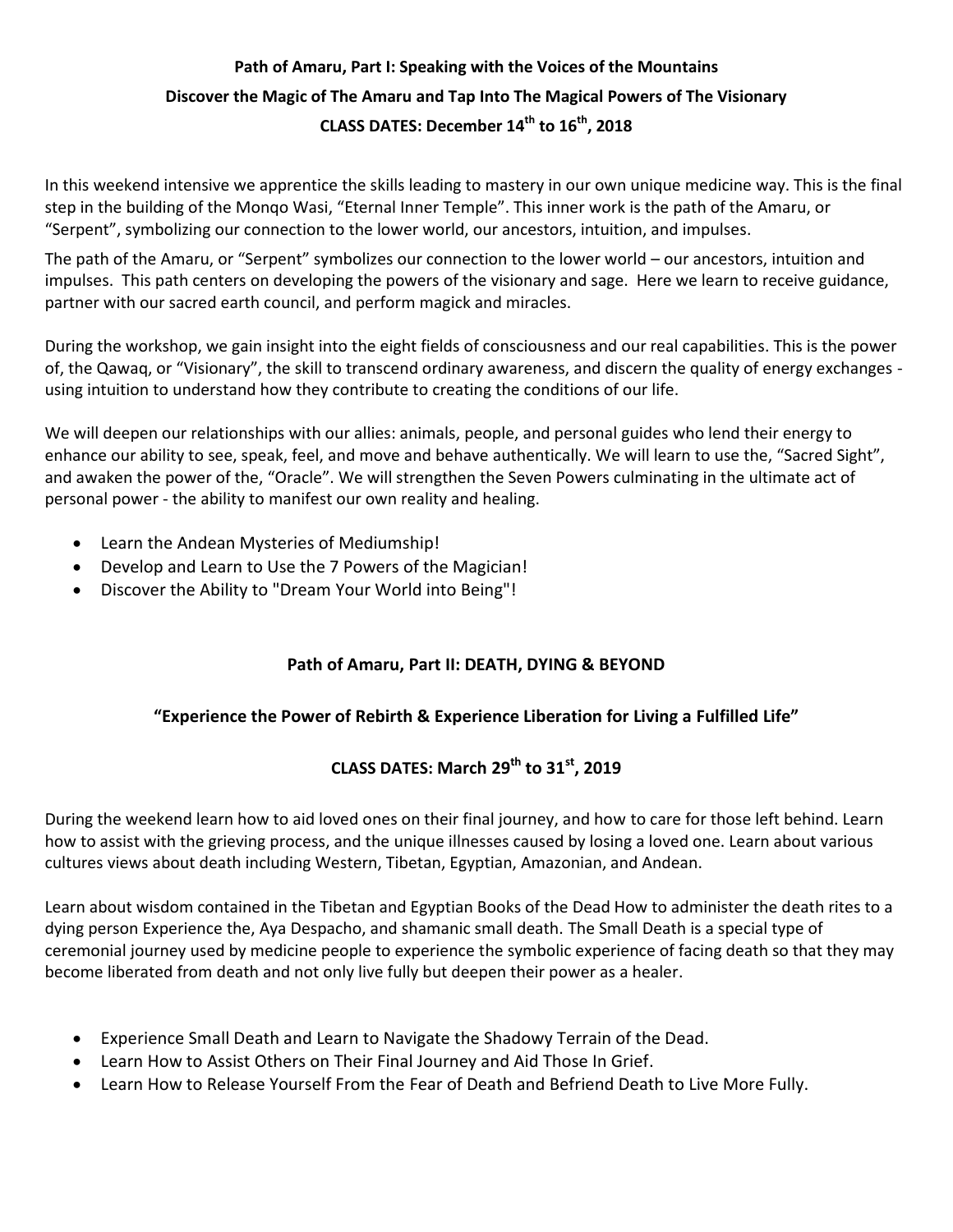**Path of Amaru, Part I: Speaking with the Voices of the Mountains**

**Discover the Magic of The Amaru and Tap Into The Magical Powers of The Visionary**

**CLASS DATES: December 14th to 16th, 2018**

In this weekend intensive we apprentice the skills leading to mastery in our own unique medicine way. This is the final step in the building of the Monqo Wasi, "Eternal Inner Temple". This inner work is the path of the Amaru, or "Serpent", symbolizing our connection to the lower world, our ancestors, intuition, and impulses.

The path of the Amaru, or "Serpent" symbolizes our connection to the lower world – our ancestors, intuition and impulses. This path centers on developing the powers of the visionary and sage. Here we learn to receive guidance, partner with our sacred earth council, and perform magick and miracles.

During the workshop, we gain insight into the eight fields of consciousness and our real capabilities. This is the power of, the Qawaq, or "Visionary", the skill to transcend ordinary awareness, and discern the quality of energy exchanges - using intuition to understand how they contribute to creating the conditions of our life.

We will deepen our relationships with our allies: animals, people, and personal guides who lend their energy to enhance our ability to see, speak, feel, and move and behave authentically. We will learn to use the, "Sacred Sight", and awaken the power of the, "Oracle". We will strengthen the Seven Powers culminating in the ultimate act of personal power - the ability to manifest our own reality and healing.

- Learn the Andean Mysteries of Mediumship!
- Develop and Learn to Use the 7 Powers of the Magician!
- Discover the Ability to "Dream Your World into Being"!

**Path of Amaru, Part II: DEATH, DYING & BEYOND**

**"Experience the Power of Rebirth & Experience Liberation for Living a Fulfilled Life"**

**CLASS DATES: March 29th to 31st, 2019**

During the weekend learn how to aid loved ones on their final journey, and how to care for those left behind. Learn how to assist with the grieving process, and the unique illnesses caused by losing a loved one. Learn about various cultures views about death including Western, Tibetan, Egyptian, Amazonian, and Andean.

Learn about wisdom contained in the Tibetan and Egyptian Books of the Dead How to administer the death rites to a dying person Experience the, Aya Despacho, and shamanic small death. The Small Death is a special type of ceremonial journey used by medicine people to experience the symbolic experience of facing death so that they may become liberated from death and not only live fully but deepen their power as a healer.

- Experience Small Death and Learn to Navigate the Shadowy Terrain of the Dead.
- Learn How to Assist Others on Their Final Journey and Aid Those In Grief.
- Learn How to Release Yourself From the Fear of Death and Befriend Death to Live More Fully.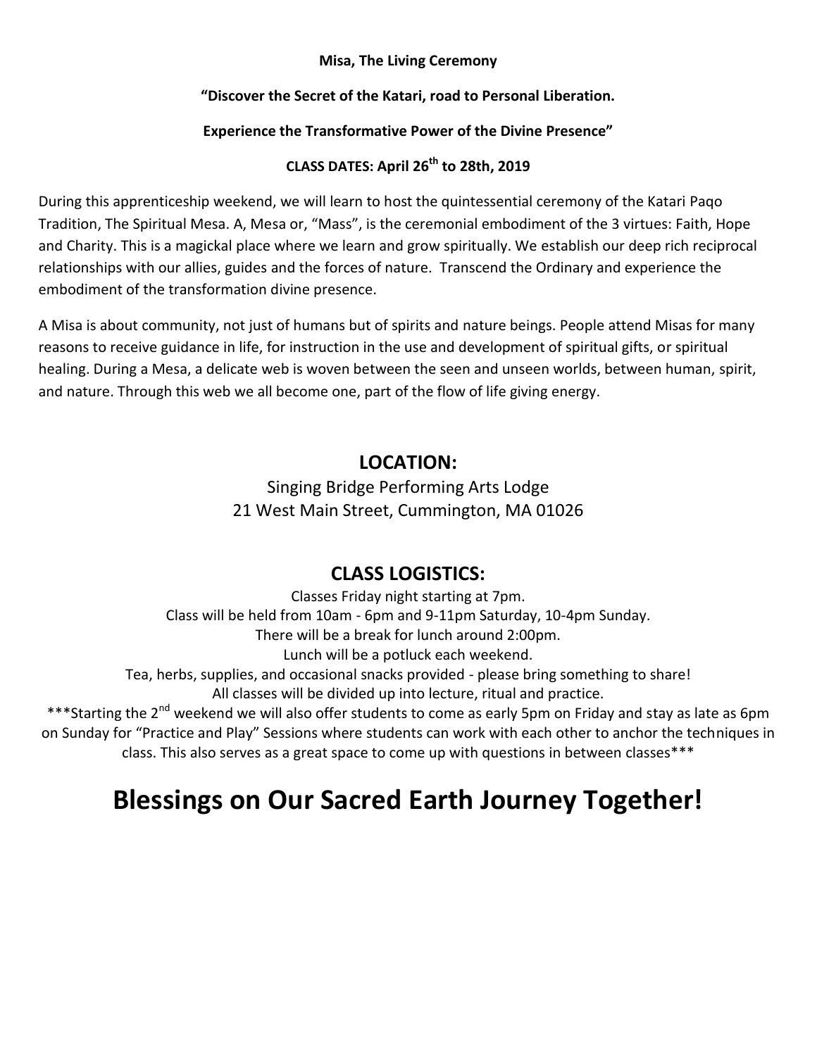**Misa, The Living Ceremony**

**"Discover the Secret of the Katari, road to Personal Liberation.**

**Experience the Transformative Power of the Divine Presence"**

**CLASS DATES: April 26th to 28th, 2019**

During this apprenticeship weekend, we will learn to host the quintessential ceremony of the Katari Paqo Tradition, The Spiritual Mesa. A, Mesa or, "Mass", is the ceremonial embodiment of the 3 virtues: Faith, Hope and Charity. This is a magickal place where we learn and grow spiritually. We establish our deep rich reciprocal relationships with our allies, guides and the forces of nature. Transcend the Ordinary and experience the embodiment of the transformation divine presence.

A Misa is about community, not just of humans but of spirits and nature beings. People attend Misas for many reasons to receive guidance in life, for instruction in the use and development of spiritual gifts, or spiritual healing. During a Mesa, a delicate web is woven between the seen and unseen worlds, between human, spirit, and nature. Through this web we all become one, part of the flow of life giving energy.

## LOCATION:

Singing Bridge Performing Arts Lodge
21 West Main Street, Cummington, MA 01026

## CLASS LOGISTICS:

Classes Friday night starting at 7pm.
Class will be held from 10am - 6pm and 9-11pm Saturday, 10-4pm Sunday.
There will be a break for lunch around 2:00pm.
Lunch will be a potluck each weekend.
Tea, herbs, supplies, and occasional snacks provided - please bring something to share!
All classes will be divided up into lecture, ritual and practice.
***Starting the 2nd weekend we will also offer students to come as early 5pm on Friday and stay as late as 6pm on Sunday for "Practice and Play" Sessions where students can work with each other to anchor the techniques in class. This also serves as a great space to come up with questions in between classes***

# Blessings on Our Sacred Earth Journey Together!